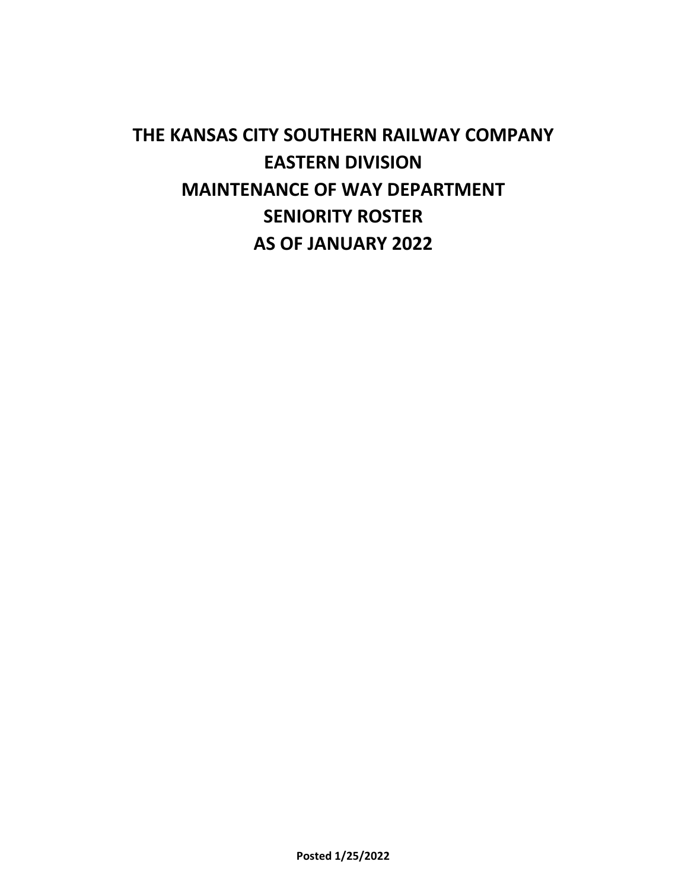# THE KANSAS CITY SOUTHERN RAILWAY COMPANY
# EASTERN DIVISION
# MAINTENANCE OF WAY DEPARTMENT
# SENIORITY ROSTER
# AS OF JANUARY 2022

**Posted 1/25/2022**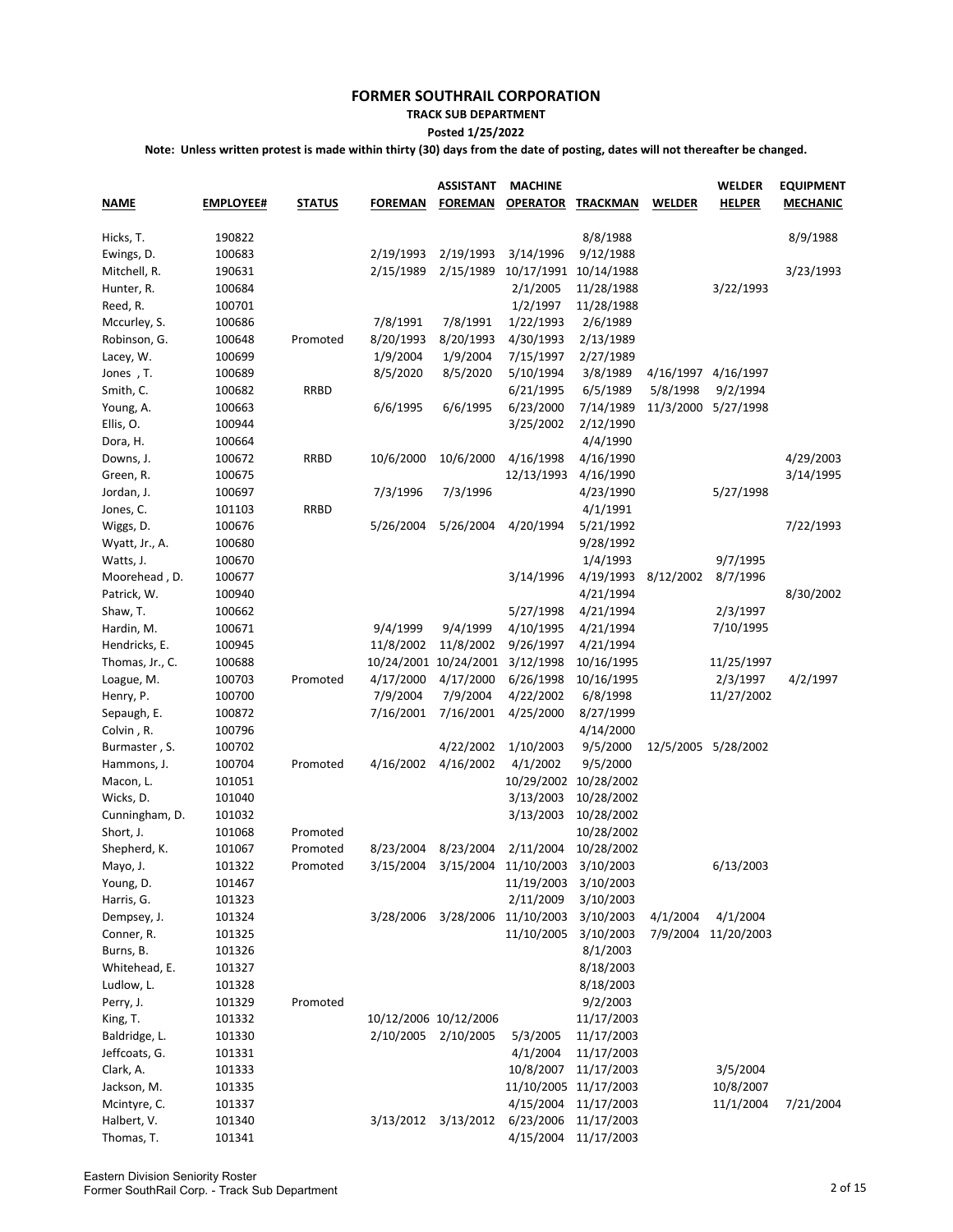# FORMER SOUTHRAIL CORPORATION

**TRACK SUB DEPARTMENT**

**Posted 1/25/2022**

**Note: Unless written protest is made within thirty (30) days from the date of posting, dates will not thereafter be changed.**

| NAME | EMPLOYEE# | STATUS | FOREMAN | ASSISTANT FOREMAN | MACHINE OPERATOR | TRACKMAN | WELDER | WELDER HELPER | EQUIPMENT MECHANIC |
|---|---|---|---|---|---|---|---|---|---|
| Hicks, T. | 190822 | | | | | 8/8/1988 | | | 8/9/1988 |
| Ewings, D. | 100683 | | 2/19/1993 | 2/19/1993 | 3/14/1996 | 9/12/1988 | | | |
| Mitchell, R. | 190631 | | 2/15/1989 | 2/15/1989 | 10/17/1991 | 10/14/1988 | | | 3/23/1993 |
| Hunter, R. | 100684 | | | | 2/1/2005 | 11/28/1988 | | 3/22/1993 | |
| Reed, R. | 100701 | | | | 1/2/1997 | 11/28/1988 | | | |
| Mccurley, S. | 100686 | | 7/8/1991 | 7/8/1991 | 1/22/1993 | 2/6/1989 | | | |
| Robinson, G. | 100648 | Promoted | 8/20/1993 | 8/20/1993 | 4/30/1993 | 2/13/1989 | | | |
| Lacey, W. | 100699 | | 1/9/2004 | 1/9/2004 | 7/15/1997 | 2/27/1989 | | | |
| Jones , T. | 100689 | | 8/5/2020 | 8/5/2020 | 5/10/1994 | 3/8/1989 | 4/16/1997 | 4/16/1997 | |
| Smith, C. | 100682 | RRBD | | | 6/21/1995 | 6/5/1989 | 5/8/1998 | 9/2/1994 | |
| Young, A. | 100663 | | 6/6/1995 | 6/6/1995 | 6/23/2000 | 7/14/1989 | 11/3/2000 | 5/27/1998 | |
| Ellis, O. | 100944 | | | | 3/25/2002 | 2/12/1990 | | | |
| Dora, H. | 100664 | | | | | 4/4/1990 | | | |
| Downs, J. | 100672 | RRBD | 10/6/2000 | 10/6/2000 | 4/16/1998 | 4/16/1990 | | | 4/29/2003 |
| Green, R. | 100675 | | | | 12/13/1993 | 4/16/1990 | | | 3/14/1995 |
| Jordan, J. | 100697 | | 7/3/1996 | 7/3/1996 | | 4/23/1990 | | 5/27/1998 | |
| Jones, C. | 101103 | RRBD | | | | 4/1/1991 | | | |
| Wiggs, D. | 100676 | | 5/26/2004 | 5/26/2004 | 4/20/1994 | 5/21/1992 | | | 7/22/1993 |
| Wyatt, Jr., A. | 100680 | | | | | 9/28/1992 | | | |
| Watts, J. | 100670 | | | | | 1/4/1993 | | 9/7/1995 | |
| Moorehead , D. | 100677 | | | | 3/14/1996 | 4/19/1993 | 8/12/2002 | 8/7/1996 | |
| Patrick, W. | 100940 | | | | | 4/21/1994 | | | 8/30/2002 |
| Shaw, T. | 100662 | | | | 5/27/1998 | 4/21/1994 | | 2/3/1997 | |
| Hardin, M. | 100671 | | 9/4/1999 | 9/4/1999 | 4/10/1995 | 4/21/1994 | | 7/10/1995 | |
| Hendricks, E. | 100945 | | 11/8/2002 | 11/8/2002 | 9/26/1997 | 4/21/1994 | | | |
| Thomas, Jr., C. | 100688 | | 10/24/2001 | 10/24/2001 | 3/12/1998 | 10/16/1995 | | 11/25/1997 | |
| Loague, M. | 100703 | Promoted | 4/17/2000 | 4/17/2000 | 6/26/1998 | 10/16/1995 | | 2/3/1997 | 4/2/1997 |
| Henry, P. | 100700 | | 7/9/2004 | 7/9/2004 | 4/22/2002 | 6/8/1998 | | 11/27/2002 | |
| Sepaugh, E. | 100872 | | 7/16/2001 | 7/16/2001 | 4/25/2000 | 8/27/1999 | | | |
| Colvin , R. | 100796 | | | | | 4/14/2000 | | | |
| Burmaster , S. | 100702 | | | 4/22/2002 | 1/10/2003 | 9/5/2000 | 12/5/2005 | 5/28/2002 | |
| Hammons, J. | 100704 | Promoted | 4/16/2002 | 4/16/2002 | 4/1/2002 | 9/5/2000 | | | |
| Macon, L. | 101051 | | | | 10/29/2002 | 10/28/2002 | | | |
| Wicks, D. | 101040 | | | | 3/13/2003 | 10/28/2002 | | | |
| Cunningham, D. | 101032 | | | | 3/13/2003 | 10/28/2002 | | | |
| Short, J. | 101068 | Promoted | | | | 10/28/2002 | | | |
| Shepherd, K. | 101067 | Promoted | 8/23/2004 | 8/23/2004 | 2/11/2004 | 10/28/2002 | | | |
| Mayo, J. | 101322 | Promoted | 3/15/2004 | 3/15/2004 | 11/10/2003 | 3/10/2003 | | 6/13/2003 | |
| Young, D. | 101467 | | | | 11/19/2003 | 3/10/2003 | | | |
| Harris, G. | 101323 | | | | 2/11/2009 | 3/10/2003 | | | |
| Dempsey, J. | 101324 | | 3/28/2006 | 3/28/2006 | 11/10/2003 | 3/10/2003 | 4/1/2004 | 4/1/2004 | |
| Conner, R. | 101325 | | | | 11/10/2005 | 3/10/2003 | 7/9/2004 | 11/20/2003 | |
| Burns, B. | 101326 | | | | | 8/1/2003 | | | |
| Whitehead, E. | 101327 | | | | | 8/18/2003 | | | |
| Ludlow, L. | 101328 | | | | | 8/18/2003 | | | |
| Perry, J. | 101329 | Promoted | | | | 9/2/2003 | | | |
| King, T. | 101332 | | 10/12/2006 | 10/12/2006 | | 11/17/2003 | | | |
| Baldridge, L. | 101330 | | 2/10/2005 | 2/10/2005 | 5/3/2005 | 11/17/2003 | | | |
| Jeffcoats, G. | 101331 | | | | 4/1/2004 | 11/17/2003 | | | |
| Clark, A. | 101333 | | | | 10/8/2007 | 11/17/2003 | | 3/5/2004 | |
| Jackson, M. | 101335 | | | | 11/10/2005 | 11/17/2003 | | 10/8/2007 | |
| Mcintyre, C. | 101337 | | | | 4/15/2004 | 11/17/2003 | | 11/1/2004 | 7/21/2004 |
| Halbert, V. | 101340 | | 3/13/2012 | 3/13/2012 | 6/23/2006 | 11/17/2003 | | | |
| Thomas, T. | 101341 | | | | 4/15/2004 | 11/17/2003 | | | |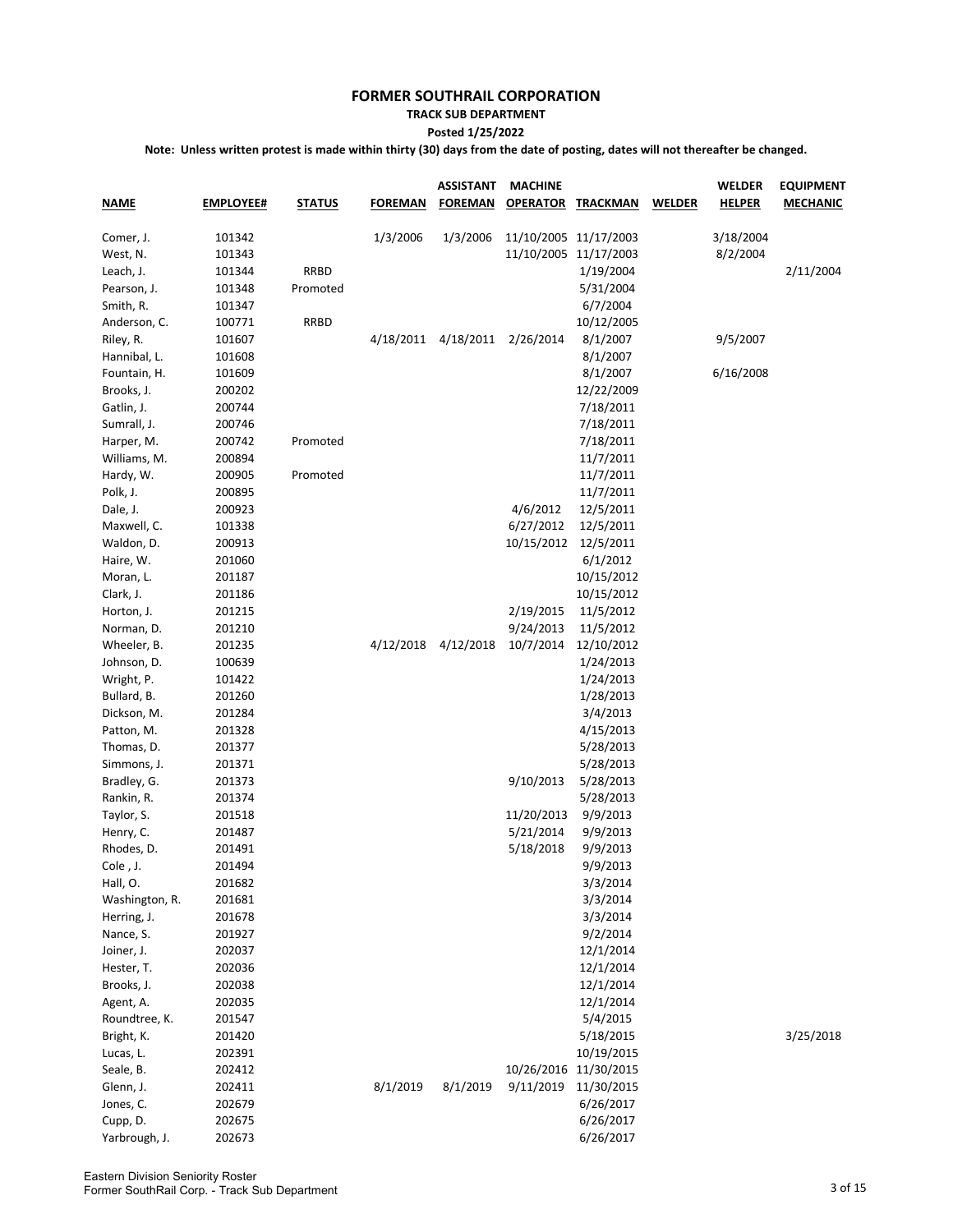# FORMER SOUTHRAIL CORPORATION

**TRACK SUB DEPARTMENT**

**Posted 1/25/2022**

**Note: Unless written protest is made within thirty (30) days from the date of posting, dates will not thereafter be changed.**

| NAME | EMPLOYEE# | STATUS | FOREMAN | ASSISTANT FOREMAN | MACHINE OPERATOR | TRACKMAN | WELDER | WELDER HELPER | EQUIPMENT MECHANIC |
|---|---|---|---|---|---|---|---|---|---|
| Comer, J. | 101342 | | 1/3/2006 | 1/3/2006 | 11/10/2005 | 11/17/2003 | | 3/18/2004 | |
| West, N. | 101343 | | | | 11/10/2005 | 11/17/2003 | | 8/2/2004 | |
| Leach, J. | 101344 | RRBD | | | | 1/19/2004 | | | 2/11/2004 |
| Pearson, J. | 101348 | Promoted | | | | 5/31/2004 | | | |
| Smith, R. | 101347 | | | | | 6/7/2004 | | | |
| Anderson, C. | 100771 | RRBD | | | | 10/12/2005 | | | |
| Riley, R. | 101607 | | 4/18/2011 | 4/18/2011 | 2/26/2014 | 8/1/2007 | | 9/5/2007 | |
| Hannibal, L. | 101608 | | | | | 8/1/2007 | | | |
| Fountain, H. | 101609 | | | | | 8/1/2007 | | 6/16/2008 | |
| Brooks, J. | 200202 | | | | | 12/22/2009 | | | |
| Gatlin, J. | 200744 | | | | | 7/18/2011 | | | |
| Sumrall, J. | 200746 | | | | | 7/18/2011 | | | |
| Harper, M. | 200742 | Promoted | | | | 7/18/2011 | | | |
| Williams, M. | 200894 | | | | | 11/7/2011 | | | |
| Hardy, W. | 200905 | Promoted | | | | 11/7/2011 | | | |
| Polk, J. | 200895 | | | | | 11/7/2011 | | | |
| Dale, J. | 200923 | | | | 4/6/2012 | 12/5/2011 | | | |
| Maxwell, C. | 101338 | | | | 6/27/2012 | 12/5/2011 | | | |
| Waldon, D. | 200913 | | | | 10/15/2012 | 12/5/2011 | | | |
| Haire, W. | 201060 | | | | | 6/1/2012 | | | |
| Moran, L. | 201187 | | | | | 10/15/2012 | | | |
| Clark, J. | 201186 | | | | | 10/15/2012 | | | |
| Horton, J. | 201215 | | | | 2/19/2015 | 11/5/2012 | | | |
| Norman, D. | 201210 | | | | 9/24/2013 | 11/5/2012 | | | |
| Wheeler, B. | 201235 | | 4/12/2018 | 4/12/2018 | 10/7/2014 | 12/10/2012 | | | |
| Johnson, D. | 100639 | | | | | 1/24/2013 | | | |
| Wright, P. | 101422 | | | | | 1/24/2013 | | | |
| Bullard, B. | 201260 | | | | | 1/28/2013 | | | |
| Dickson, M. | 201284 | | | | | 3/4/2013 | | | |
| Patton, M. | 201328 | | | | | 4/15/2013 | | | |
| Thomas, D. | 201377 | | | | | 5/28/2013 | | | |
| Simmons, J. | 201371 | | | | | 5/28/2013 | | | |
| Bradley, G. | 201373 | | | | 9/10/2013 | 5/28/2013 | | | |
| Rankin, R. | 201374 | | | | | 5/28/2013 | | | |
| Taylor, S. | 201518 | | | | 11/20/2013 | 9/9/2013 | | | |
| Henry, C. | 201487 | | | | 5/21/2014 | 9/9/2013 | | | |
| Rhodes, D. | 201491 | | | | 5/18/2018 | 9/9/2013 | | | |
| Cole , J. | 201494 | | | | | 9/9/2013 | | | |
| Hall, O. | 201682 | | | | | 3/3/2014 | | | |
| Washington, R. | 201681 | | | | | 3/3/2014 | | | |
| Herring, J. | 201678 | | | | | 3/3/2014 | | | |
| Nance, S. | 201927 | | | | | 9/2/2014 | | | |
| Joiner, J. | 202037 | | | | | 12/1/2014 | | | |
| Hester, T. | 202036 | | | | | 12/1/2014 | | | |
| Brooks, J. | 202038 | | | | | 12/1/2014 | | | |
| Agent, A. | 202035 | | | | | 12/1/2014 | | | |
| Roundtree, K. | 201547 | | | | | 5/4/2015 | | | |
| Bright, K. | 201420 | | | | | 5/18/2015 | | | 3/25/2018 |
| Lucas, L. | 202391 | | | | | 10/19/2015 | | | |
| Seale, B. | 202412 | | | | 10/26/2016 | 11/30/2015 | | | |
| Glenn, J. | 202411 | | 8/1/2019 | 8/1/2019 | 9/11/2019 | 11/30/2015 | | | |
| Jones, C. | 202679 | | | | | 6/26/2017 | | | |
| Cupp, D. | 202675 | | | | | 6/26/2017 | | | |
| Yarbrough, J. | 202673 | | | | | 6/26/2017 | | | |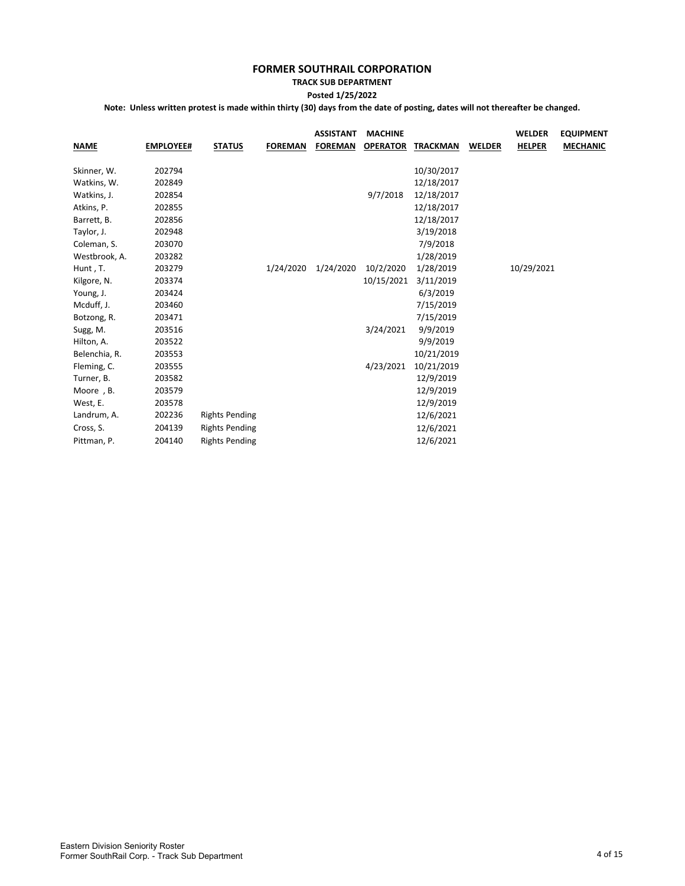# FORMER SOUTHRAIL CORPORATION

**TRACK SUB DEPARTMENT**

**Posted 1/25/2022**

**Note: Unless written protest is made within thirty (30) days from the date of posting, dates will not thereafter be changed.**

| NAME | EMPLOYEE# | STATUS | FOREMAN | ASSISTANT FOREMAN | MACHINE OPERATOR | TRACKMAN | WELDER | WELDER HELPER | EQUIPMENT MECHANIC |
|---|---|---|---|---|---|---|---|---|---|
| Skinner, W. | 202794 | | | | | 10/30/2017 | | | |
| Watkins, W. | 202849 | | | | | 12/18/2017 | | | |
| Watkins, J. | 202854 | | | | 9/7/2018 | 12/18/2017 | | | |
| Atkins, P. | 202855 | | | | | 12/18/2017 | | | |
| Barrett, B. | 202856 | | | | | 12/18/2017 | | | |
| Taylor, J. | 202948 | | | | | 3/19/2018 | | | |
| Coleman, S. | 203070 | | | | | 7/9/2018 | | | |
| Westbrook, A. | 203282 | | | | | 1/28/2019 | | | |
| Hunt , T. | 203279 | | 1/24/2020 | 1/24/2020 | 10/2/2020 | 1/28/2019 | | 10/29/2021 | |
| Kilgore, N. | 203374 | | | | 10/15/2021 | 3/11/2019 | | | |
| Young, J. | 203424 | | | | | 6/3/2019 | | | |
| Mcduff, J. | 203460 | | | | | 7/15/2019 | | | |
| Botzong, R. | 203471 | | | | | 7/15/2019 | | | |
| Sugg, M. | 203516 | | | | 3/24/2021 | 9/9/2019 | | | |
| Hilton, A. | 203522 | | | | | 9/9/2019 | | | |
| Belenchia, R. | 203553 | | | | | 10/21/2019 | | | |
| Fleming, C. | 203555 | | | | 4/23/2021 | 10/21/2019 | | | |
| Turner, B. | 203582 | | | | | 12/9/2019 | | | |
| Moore , B. | 203579 | | | | | 12/9/2019 | | | |
| West, E. | 203578 | | | | | 12/9/2019 | | | |
| Landrum, A. | 202236 | Rights Pending | | | | 12/6/2021 | | | |
| Cross, S. | 204139 | Rights Pending | | | | 12/6/2021 | | | |
| Pittman, P. | 204140 | Rights Pending | | | | 12/6/2021 | | | |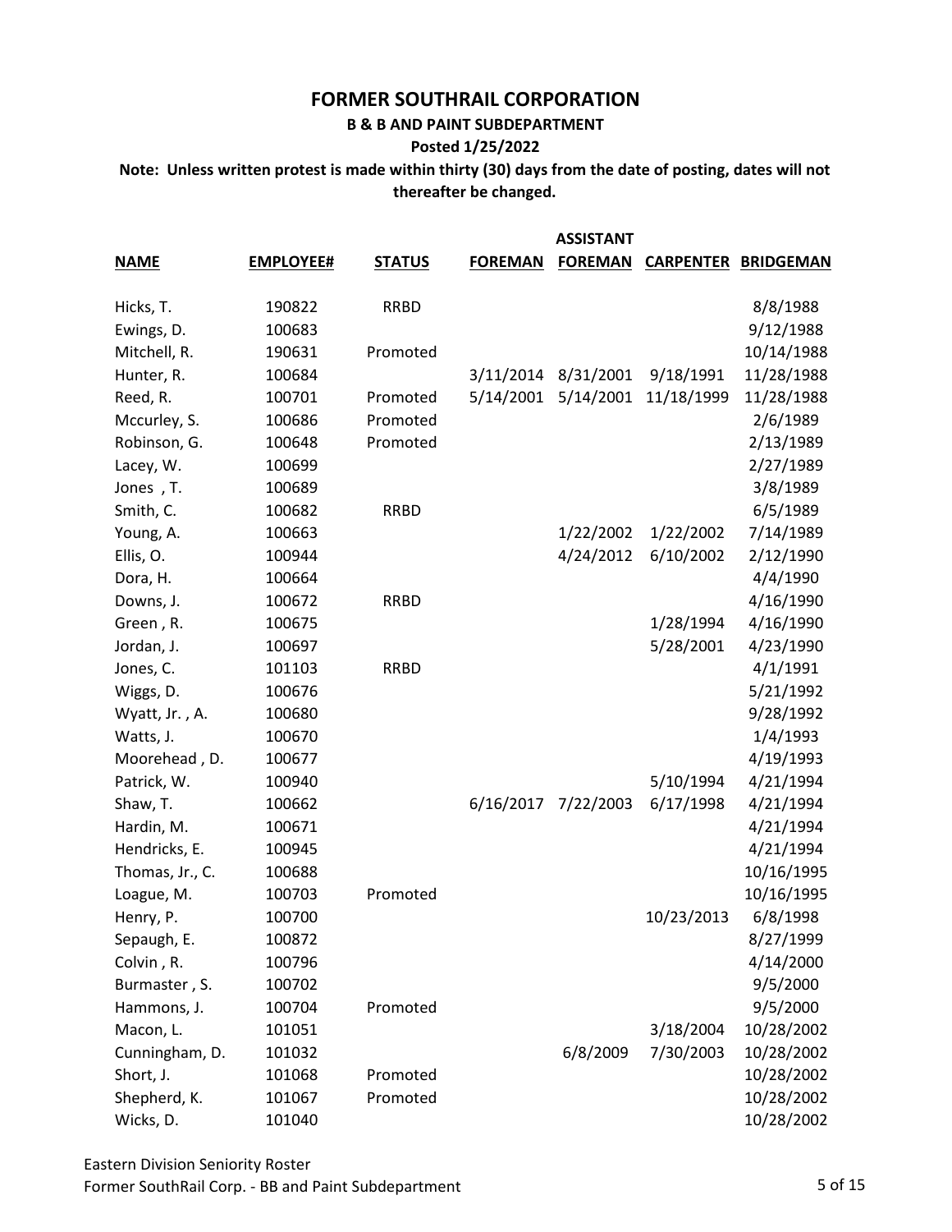# FORMER SOUTHRAIL CORPORATION

## B & B AND PAINT SUBDEPARTMENT

**Posted 1/25/2022**

**Note: Unless written protest is made within thirty (30) days from the date of posting, dates will not thereafter be changed.**

| NAME | EMPLOYEE# | STATUS | FOREMAN | ASSISTANT FOREMAN | CARPENTER | BRIDGEMAN |
|---|---|---|---|---|---|---|
| Hicks, T. | 190822 | RRBD | | | | 8/8/1988 |
| Ewings, D. | 100683 | | | | | 9/12/1988 |
| Mitchell, R. | 190631 | Promoted | | | | 10/14/1988 |
| Hunter, R. | 100684 | | 3/11/2014 | 8/31/2001 | 9/18/1991 | 11/28/1988 |
| Reed, R. | 100701 | Promoted | 5/14/2001 | 5/14/2001 | 11/18/1999 | 11/28/1988 |
| Mccurley, S. | 100686 | Promoted | | | | 2/6/1989 |
| Robinson, G. | 100648 | Promoted | | | | 2/13/1989 |
| Lacey, W. | 100699 | | | | | 2/27/1989 |
| Jones , T. | 100689 | | | | | 3/8/1989 |
| Smith, C. | 100682 | RRBD | | | | 6/5/1989 |
| Young, A. | 100663 | | | 1/22/2002 | 1/22/2002 | 7/14/1989 |
| Ellis, O. | 100944 | | | 4/24/2012 | 6/10/2002 | 2/12/1990 |
| Dora, H. | 100664 | | | | | 4/4/1990 |
| Downs, J. | 100672 | RRBD | | | | 4/16/1990 |
| Green , R. | 100675 | | | | 1/28/1994 | 4/16/1990 |
| Jordan, J. | 100697 | | | | 5/28/2001 | 4/23/1990 |
| Jones, C. | 101103 | RRBD | | | | 4/1/1991 |
| Wiggs, D. | 100676 | | | | | 5/21/1992 |
| Wyatt, Jr. , A. | 100680 | | | | | 9/28/1992 |
| Watts, J. | 100670 | | | | | 1/4/1993 |
| Moorehead , D. | 100677 | | | | | 4/19/1993 |
| Patrick, W. | 100940 | | | | 5/10/1994 | 4/21/1994 |
| Shaw, T. | 100662 | | 6/16/2017 | 7/22/2003 | 6/17/1998 | 4/21/1994 |
| Hardin, M. | 100671 | | | | | 4/21/1994 |
| Hendricks, E. | 100945 | | | | | 4/21/1994 |
| Thomas, Jr., C. | 100688 | | | | | 10/16/1995 |
| Loague, M. | 100703 | Promoted | | | | 10/16/1995 |
| Henry, P. | 100700 | | | | 10/23/2013 | 6/8/1998 |
| Sepaugh, E. | 100872 | | | | | 8/27/1999 |
| Colvin , R. | 100796 | | | | | 4/14/2000 |
| Burmaster , S. | 100702 | | | | | 9/5/2000 |
| Hammons, J. | 100704 | Promoted | | | | 9/5/2000 |
| Macon, L. | 101051 | | | | 3/18/2004 | 10/28/2002 |
| Cunningham, D. | 101032 | | | 6/8/2009 | 7/30/2003 | 10/28/2002 |
| Short, J. | 101068 | Promoted | | | | 10/28/2002 |
| Shepherd, K. | 101067 | Promoted | | | | 10/28/2002 |
| Wicks, D. | 101040 | | | | | 10/28/2002 |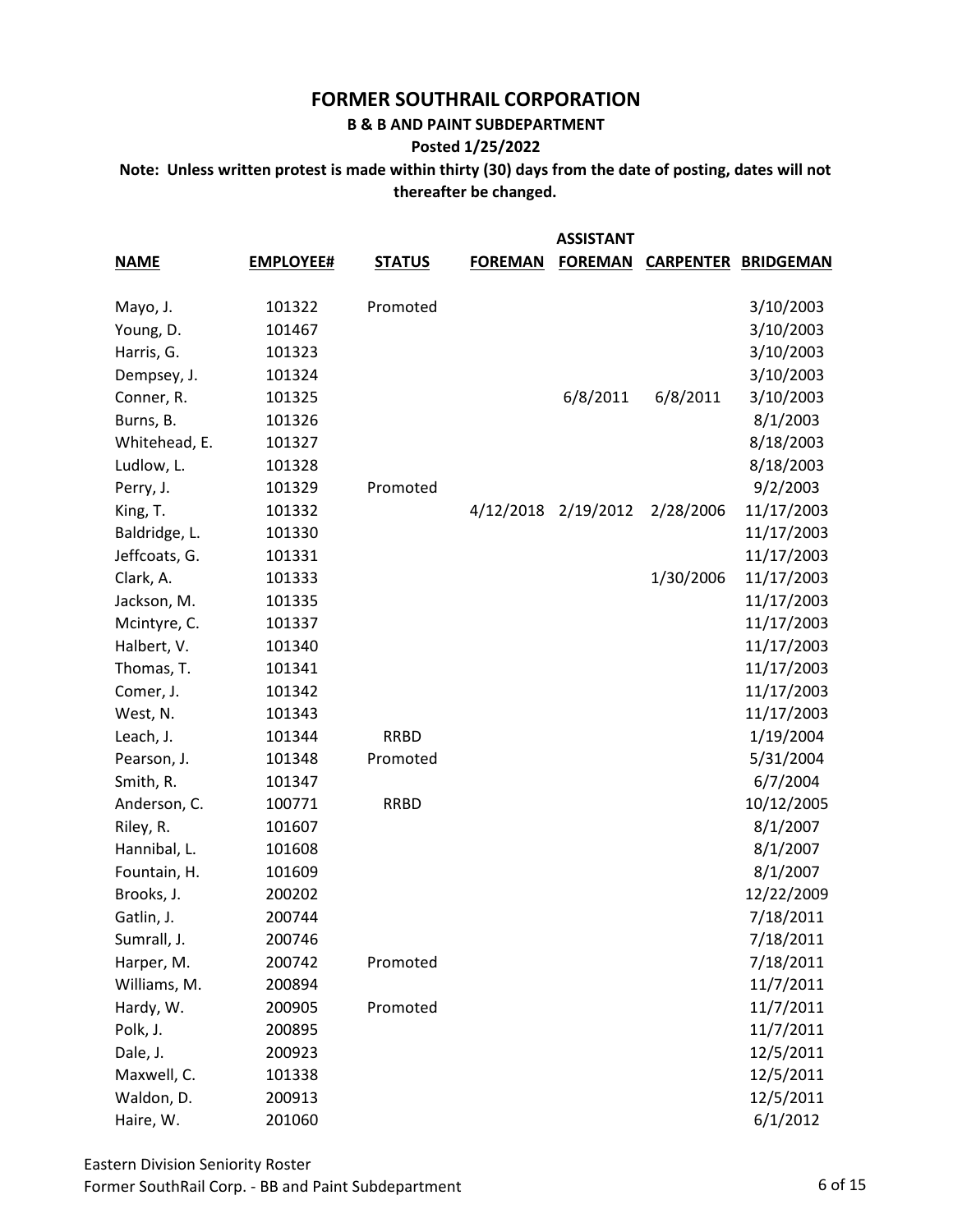# FORMER SOUTHRAIL CORPORATION

## B & B AND PAINT SUBDEPARTMENT

**Posted 1/25/2022**

**Note: Unless written protest is made within thirty (30) days from the date of posting, dates will not thereafter be changed.**

| NAME | EMPLOYEE# | STATUS | FOREMAN | ASSISTANT FOREMAN | CARPENTER | BRIDGEMAN |
|---|---|---|---|---|---|---|
| Mayo, J. | 101322 | Promoted | | | | 3/10/2003 |
| Young, D. | 101467 | | | | | 3/10/2003 |
| Harris, G. | 101323 | | | | | 3/10/2003 |
| Dempsey, J. | 101324 | | | | | 3/10/2003 |
| Conner, R. | 101325 | | | 6/8/2011 | 6/8/2011 | 3/10/2003 |
| Burns, B. | 101326 | | | | | 8/1/2003 |
| Whitehead, E. | 101327 | | | | | 8/18/2003 |
| Ludlow, L. | 101328 | | | | | 8/18/2003 |
| Perry, J. | 101329 | Promoted | | | | 9/2/2003 |
| King, T. | 101332 | | 4/12/2018 | 2/19/2012 | 2/28/2006 | 11/17/2003 |
| Baldridge, L. | 101330 | | | | | 11/17/2003 |
| Jeffcoats, G. | 101331 | | | | | 11/17/2003 |
| Clark, A. | 101333 | | | | 1/30/2006 | 11/17/2003 |
| Jackson, M. | 101335 | | | | | 11/17/2003 |
| Mcintyre, C. | 101337 | | | | | 11/17/2003 |
| Halbert, V. | 101340 | | | | | 11/17/2003 |
| Thomas, T. | 101341 | | | | | 11/17/2003 |
| Comer, J. | 101342 | | | | | 11/17/2003 |
| West, N. | 101343 | | | | | 11/17/2003 |
| Leach, J. | 101344 | RRBD | | | | 1/19/2004 |
| Pearson, J. | 101348 | Promoted | | | | 5/31/2004 |
| Smith, R. | 101347 | | | | | 6/7/2004 |
| Anderson, C. | 100771 | RRBD | | | | 10/12/2005 |
| Riley, R. | 101607 | | | | | 8/1/2007 |
| Hannibal, L. | 101608 | | | | | 8/1/2007 |
| Fountain, H. | 101609 | | | | | 8/1/2007 |
| Brooks, J. | 200202 | | | | | 12/22/2009 |
| Gatlin, J. | 200744 | | | | | 7/18/2011 |
| Sumrall, J. | 200746 | | | | | 7/18/2011 |
| Harper, M. | 200742 | Promoted | | | | 7/18/2011 |
| Williams, M. | 200894 | | | | | 11/7/2011 |
| Hardy, W. | 200905 | Promoted | | | | 11/7/2011 |
| Polk, J. | 200895 | | | | | 11/7/2011 |
| Dale, J. | 200923 | | | | | 12/5/2011 |
| Maxwell, C. | 101338 | | | | | 12/5/2011 |
| Waldon, D. | 200913 | | | | | 12/5/2011 |
| Haire, W. | 201060 | | | | | 6/1/2012 |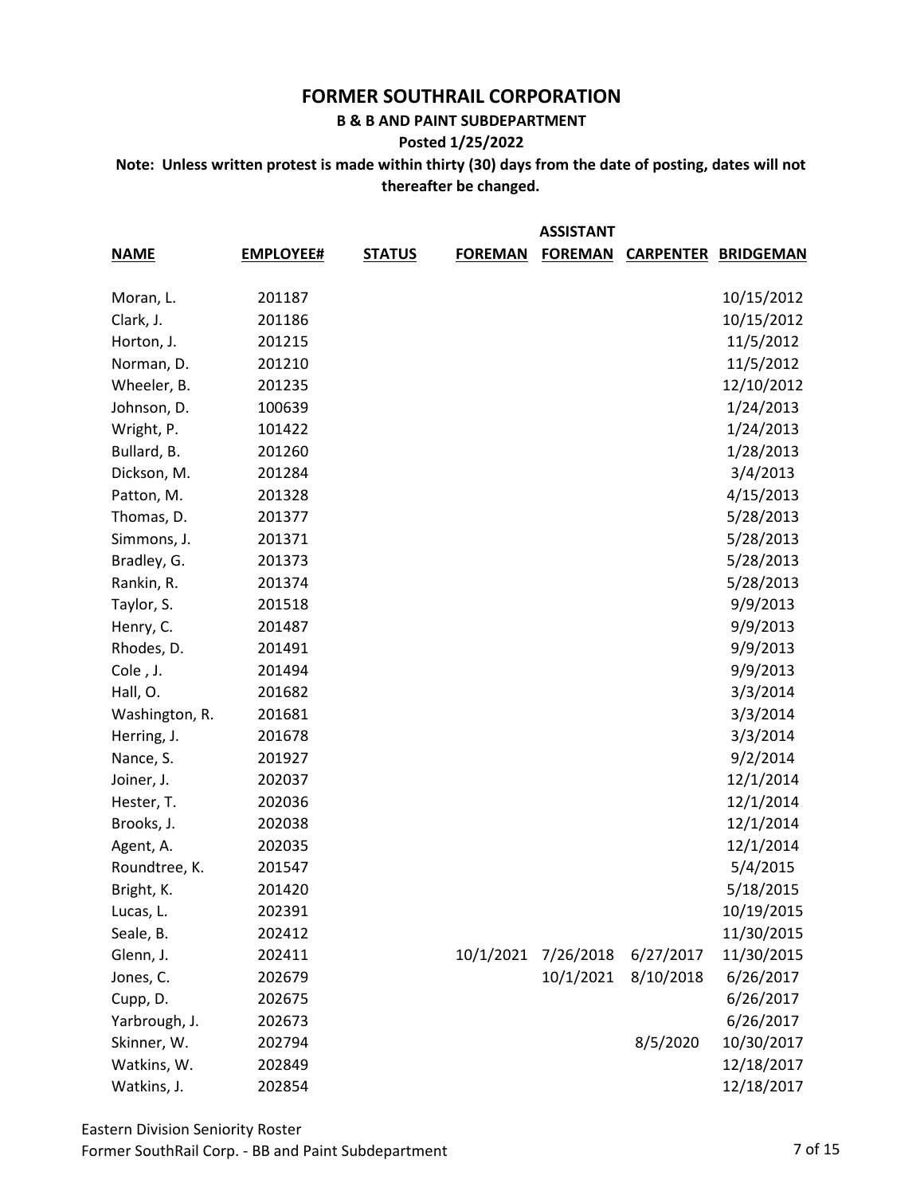# FORMER SOUTHRAIL CORPORATION

## B & B AND PAINT SUBDEPARTMENT

**Posted 1/25/2022**

**Note: Unless written protest is made within thirty (30) days from the date of posting, dates will not thereafter be changed.**

| NAME | EMPLOYEE# | STATUS | FOREMAN | ASSISTANT FOREMAN | CARPENTER | BRIDGEMAN |
|---|---|---|---|---|---|---|
| Moran, L. | 201187 | | | | | 10/15/2012 |
| Clark, J. | 201186 | | | | | 10/15/2012 |
| Horton, J. | 201215 | | | | | 11/5/2012 |
| Norman, D. | 201210 | | | | | 11/5/2012 |
| Wheeler, B. | 201235 | | | | | 12/10/2012 |
| Johnson, D. | 100639 | | | | | 1/24/2013 |
| Wright, P. | 101422 | | | | | 1/24/2013 |
| Bullard, B. | 201260 | | | | | 1/28/2013 |
| Dickson, M. | 201284 | | | | | 3/4/2013 |
| Patton, M. | 201328 | | | | | 4/15/2013 |
| Thomas, D. | 201377 | | | | | 5/28/2013 |
| Simmons, J. | 201371 | | | | | 5/28/2013 |
| Bradley, G. | 201373 | | | | | 5/28/2013 |
| Rankin, R. | 201374 | | | | | 5/28/2013 |
| Taylor, S. | 201518 | | | | | 9/9/2013 |
| Henry, C. | 201487 | | | | | 9/9/2013 |
| Rhodes, D. | 201491 | | | | | 9/9/2013 |
| Cole , J. | 201494 | | | | | 9/9/2013 |
| Hall, O. | 201682 | | | | | 3/3/2014 |
| Washington, R. | 201681 | | | | | 3/3/2014 |
| Herring, J. | 201678 | | | | | 3/3/2014 |
| Nance, S. | 201927 | | | | | 9/2/2014 |
| Joiner, J. | 202037 | | | | | 12/1/2014 |
| Hester, T. | 202036 | | | | | 12/1/2014 |
| Brooks, J. | 202038 | | | | | 12/1/2014 |
| Agent, A. | 202035 | | | | | 12/1/2014 |
| Roundtree, K. | 201547 | | | | | 5/4/2015 |
| Bright, K. | 201420 | | | | | 5/18/2015 |
| Lucas, L. | 202391 | | | | | 10/19/2015 |
| Seale, B. | 202412 | | | | | 11/30/2015 |
| Glenn, J. | 202411 | | 10/1/2021 | 7/26/2018 | 6/27/2017 | 11/30/2015 |
| Jones, C. | 202679 | | | 10/1/2021 | 8/10/2018 | 6/26/2017 |
| Cupp, D. | 202675 | | | | | 6/26/2017 |
| Yarbrough, J. | 202673 | | | | | 6/26/2017 |
| Skinner, W. | 202794 | | | | 8/5/2020 | 10/30/2017 |
| Watkins, W. | 202849 | | | | | 12/18/2017 |
| Watkins, J. | 202854 | | | | | 12/18/2017 |

Eastern Division Seniority Roster
Former SouthRail Corp. - BB and Paint Subdepartment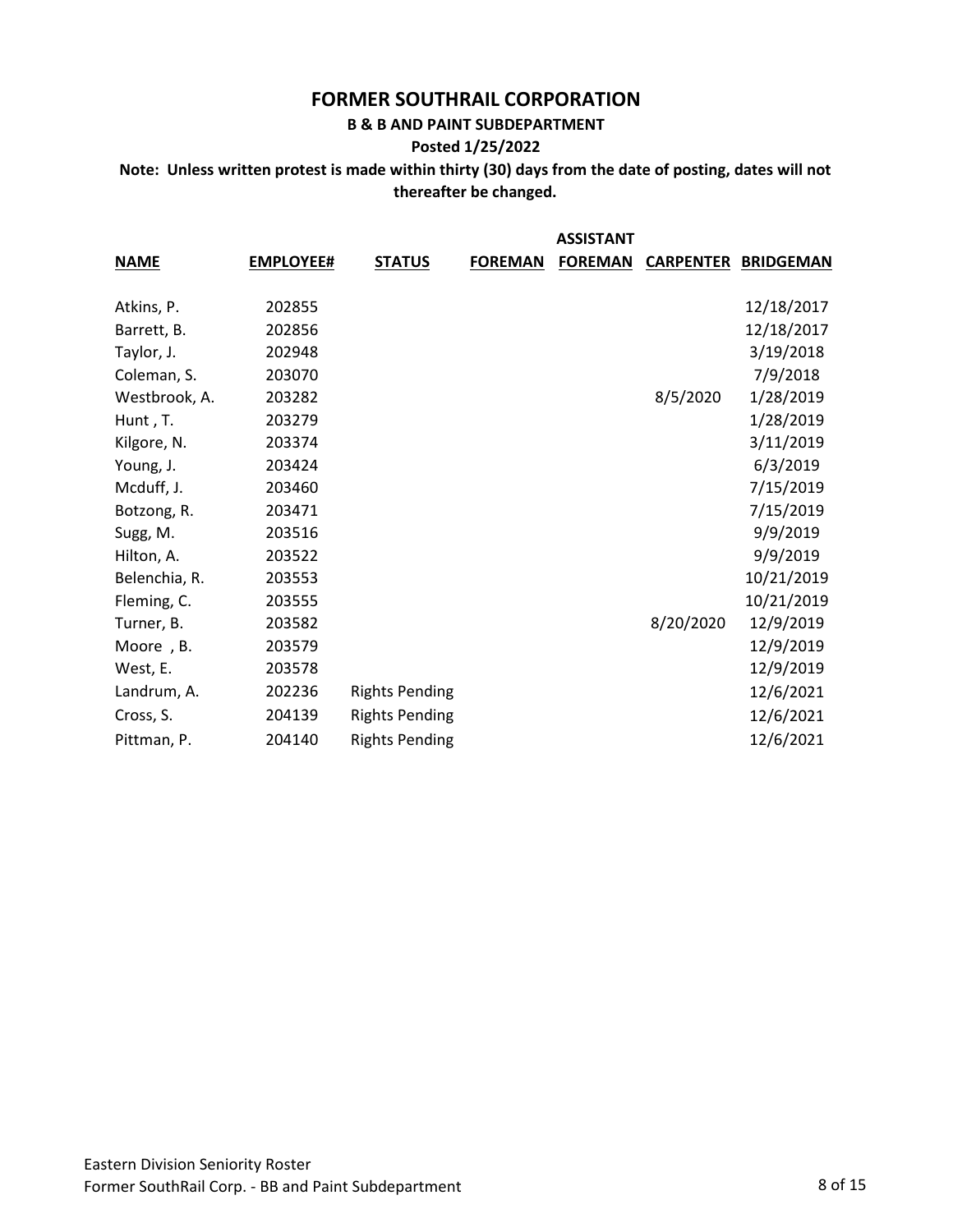# FORMER SOUTHRAIL CORPORATION

**B & B AND PAINT SUBDEPARTMENT**

**Posted 1/25/2022**

**Note: Unless written protest is made within thirty (30) days from the date of posting, dates will not thereafter be changed.**

| NAME | EMPLOYEE# | STATUS | FOREMAN | ASSISTANT FOREMAN | CARPENTER | BRIDGEMAN |
|---|---|---|---|---|---|---|
| Atkins, P. | 202855 | | | | | 12/18/2017 |
| Barrett, B. | 202856 | | | | | 12/18/2017 |
| Taylor, J. | 202948 | | | | | 3/19/2018 |
| Coleman, S. | 203070 | | | | | 7/9/2018 |
| Westbrook, A. | 203282 | | | | 8/5/2020 | 1/28/2019 |
| Hunt , T. | 203279 | | | | | 1/28/2019 |
| Kilgore, N. | 203374 | | | | | 3/11/2019 |
| Young, J. | 203424 | | | | | 6/3/2019 |
| Mcduff, J. | 203460 | | | | | 7/15/2019 |
| Botzong, R. | 203471 | | | | | 7/15/2019 |
| Sugg, M. | 203516 | | | | | 9/9/2019 |
| Hilton, A. | 203522 | | | | | 9/9/2019 |
| Belenchia, R. | 203553 | | | | | 10/21/2019 |
| Fleming, C. | 203555 | | | | | 10/21/2019 |
| Turner, B. | 203582 | | | | 8/20/2020 | 12/9/2019 |
| Moore , B. | 203579 | | | | | 12/9/2019 |
| West, E. | 203578 | | | | | 12/9/2019 |
| Landrum, A. | 202236 | Rights Pending | | | | 12/6/2021 |
| Cross, S. | 204139 | Rights Pending | | | | 12/6/2021 |
| Pittman, P. | 204140 | Rights Pending | | | | 12/6/2021 |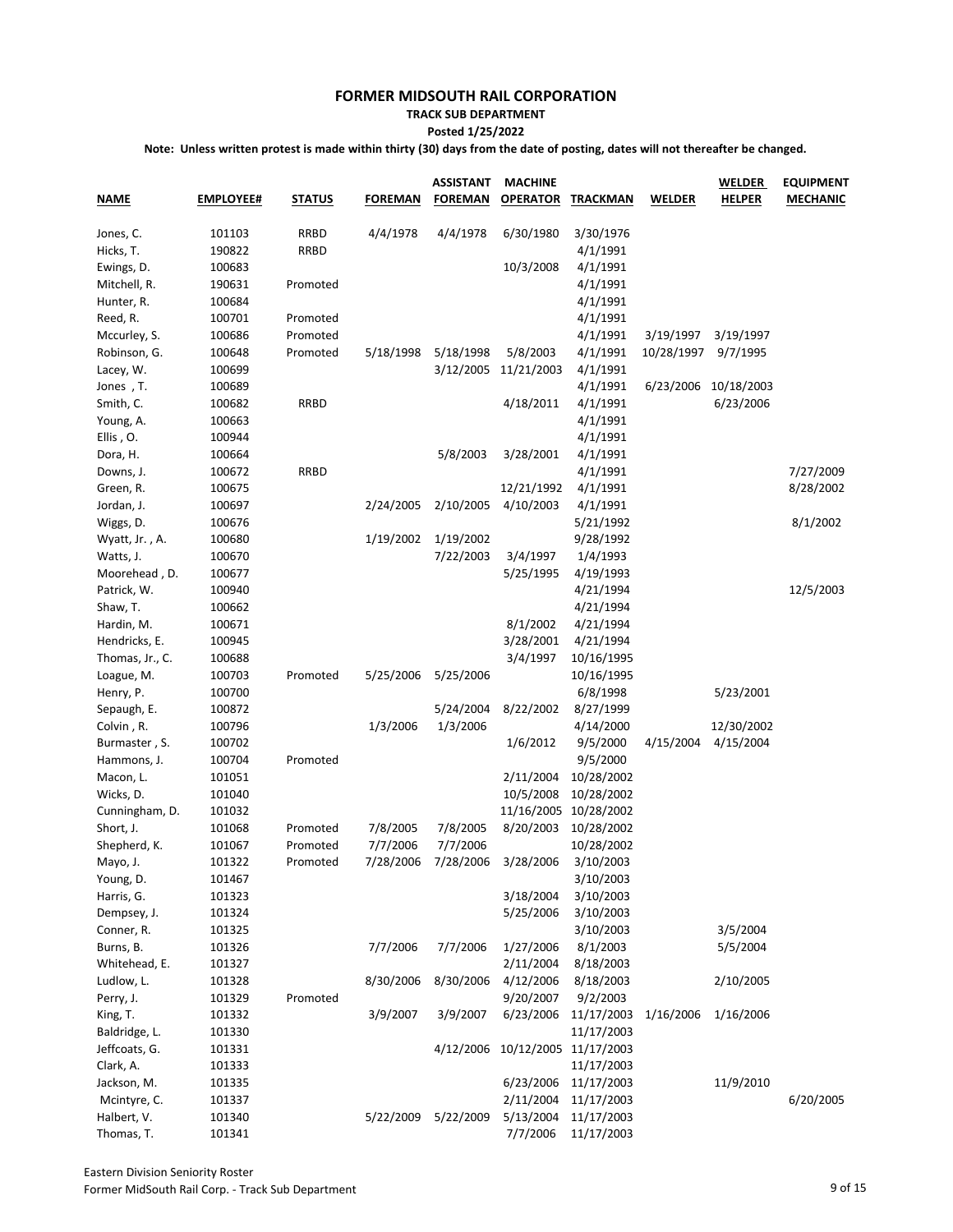# FORMER MIDSOUTH RAIL CORPORATION

**TRACK SUB DEPARTMENT**

**Posted 1/25/2022**

**Note: Unless written protest is made within thirty (30) days from the date of posting, dates will not thereafter be changed.**

| NAME | EMPLOYEE# | STATUS | FOREMAN | ASSISTANT FOREMAN | MACHINE OPERATOR | TRACKMAN | WELDER | WELDER HELPER | EQUIPMENT MECHANIC |
|---|---|---|---|---|---|---|---|---|---|
| Jones, C. | 101103 | RRBD | 4/4/1978 | 4/4/1978 | 6/30/1980 | 3/30/1976 | | | |
| Hicks, T. | 190822 | RRBD | | | | 4/1/1991 | | | |
| Ewings, D. | 100683 | | | | 10/3/2008 | 4/1/1991 | | | |
| Mitchell, R. | 190631 | Promoted | | | | 4/1/1991 | | | |
| Hunter, R. | 100684 | | | | | 4/1/1991 | | | |
| Reed, R. | 100701 | Promoted | | | | 4/1/1991 | | | |
| Mccurley, S. | 100686 | Promoted | | | | 4/1/1991 | 3/19/1997 | 3/19/1997 | |
| Robinson, G. | 100648 | Promoted | 5/18/1998 | 5/18/1998 | 5/8/2003 | 4/1/1991 | 10/28/1997 | 9/7/1995 | |
| Lacey, W. | 100699 | | | 3/12/2005 | 11/21/2003 | 4/1/1991 | | | |
| Jones , T. | 100689 | | | | | 4/1/1991 | 6/23/2006 | 10/18/2003 | |
| Smith, C. | 100682 | RRBD | | | 4/18/2011 | 4/1/1991 | | 6/23/2006 | |
| Young, A. | 100663 | | | | | 4/1/1991 | | | |
| Ellis , O. | 100944 | | | | | 4/1/1991 | | | |
| Dora, H. | 100664 | | | 5/8/2003 | 3/28/2001 | 4/1/1991 | | | |
| Downs, J. | 100672 | RRBD | | | | 4/1/1991 | | | 7/27/2009 |
| Green, R. | 100675 | | | | 12/21/1992 | 4/1/1991 | | | 8/28/2002 |
| Jordan, J. | 100697 | | 2/24/2005 | 2/10/2005 | 4/10/2003 | 4/1/1991 | | | |
| Wiggs, D. | 100676 | | | | | 5/21/1992 | | | 8/1/2002 |
| Wyatt, Jr. , A. | 100680 | | 1/19/2002 | 1/19/2002 | | 9/28/1992 | | | |
| Watts, J. | 100670 | | | 7/22/2003 | 3/4/1997 | 1/4/1993 | | | |
| Moorehead , D. | 100677 | | | | 5/25/1995 | 4/19/1993 | | | |
| Patrick, W. | 100940 | | | | | 4/21/1994 | | | 12/5/2003 |
| Shaw, T. | 100662 | | | | | 4/21/1994 | | | |
| Hardin, M. | 100671 | | | | 8/1/2002 | 4/21/1994 | | | |
| Hendricks, E. | 100945 | | | | 3/28/2001 | 4/21/1994 | | | |
| Thomas, Jr., C. | 100688 | | | | 3/4/1997 | 10/16/1995 | | | |
| Loague, M. | 100703 | Promoted | 5/25/2006 | 5/25/2006 | | 10/16/1995 | | | |
| Henry, P. | 100700 | | | | | 6/8/1998 | | 5/23/2001 | |
| Sepaugh, E. | 100872 | | | 5/24/2004 | 8/22/2002 | 8/27/1999 | | | |
| Colvin , R. | 100796 | | 1/3/2006 | 1/3/2006 | | 4/14/2000 | | 12/30/2002 | |
| Burmaster , S. | 100702 | | | | 1/6/2012 | 9/5/2000 | 4/15/2004 | 4/15/2004 | |
| Hammons, J. | 100704 | Promoted | | | | 9/5/2000 | | | |
| Macon, L. | 101051 | | | | 2/11/2004 | 10/28/2002 | | | |
| Wicks, D. | 101040 | | | | 10/5/2008 | 10/28/2002 | | | |
| Cunningham, D. | 101032 | | | | 11/16/2005 | 10/28/2002 | | | |
| Short, J. | 101068 | Promoted | 7/8/2005 | 7/8/2005 | 8/20/2003 | 10/28/2002 | | | |
| Shepherd, K. | 101067 | Promoted | 7/7/2006 | 7/7/2006 | | 10/28/2002 | | | |
| Mayo, J. | 101322 | Promoted | 7/28/2006 | 7/28/2006 | 3/28/2006 | 3/10/2003 | | | |
| Young, D. | 101467 | | | | | 3/10/2003 | | | |
| Harris, G. | 101323 | | | | 3/18/2004 | 3/10/2003 | | | |
| Dempsey, J. | 101324 | | | | 5/25/2006 | 3/10/2003 | | | |
| Conner, R. | 101325 | | | | | 3/10/2003 | | 3/5/2004 | |
| Burns, B. | 101326 | | 7/7/2006 | 7/7/2006 | 1/27/2006 | 8/1/2003 | | 5/5/2004 | |
| Whitehead, E. | 101327 | | | | 2/11/2004 | 8/18/2003 | | | |
| Ludlow, L. | 101328 | | 8/30/2006 | 8/30/2006 | 4/12/2006 | 8/18/2003 | | 2/10/2005 | |
| Perry, J. | 101329 | Promoted | | | 9/20/2007 | 9/2/2003 | | | |
| King, T. | 101332 | | 3/9/2007 | 3/9/2007 | 6/23/2006 | 11/17/2003 | 1/16/2006 | 1/16/2006 | |
| Baldridge, L. | 101330 | | | | | 11/17/2003 | | | |
| Jeffcoats, G. | 101331 | | | 4/12/2006 | 10/12/2005 | 11/17/2003 | | | |
| Clark, A. | 101333 | | | | | 11/17/2003 | | | |
| Jackson, M. | 101335 | | | | 6/23/2006 | 11/17/2003 | | 11/9/2010 | |
| Mcintyre, C. | 101337 | | | | 2/11/2004 | 11/17/2003 | | | 6/20/2005 |
| Halbert, V. | 101340 | | 5/22/2009 | 5/22/2009 | 5/13/2004 | 11/17/2003 | | | |
| Thomas, T. | 101341 | | | | 7/7/2006 | 11/17/2003 | | | |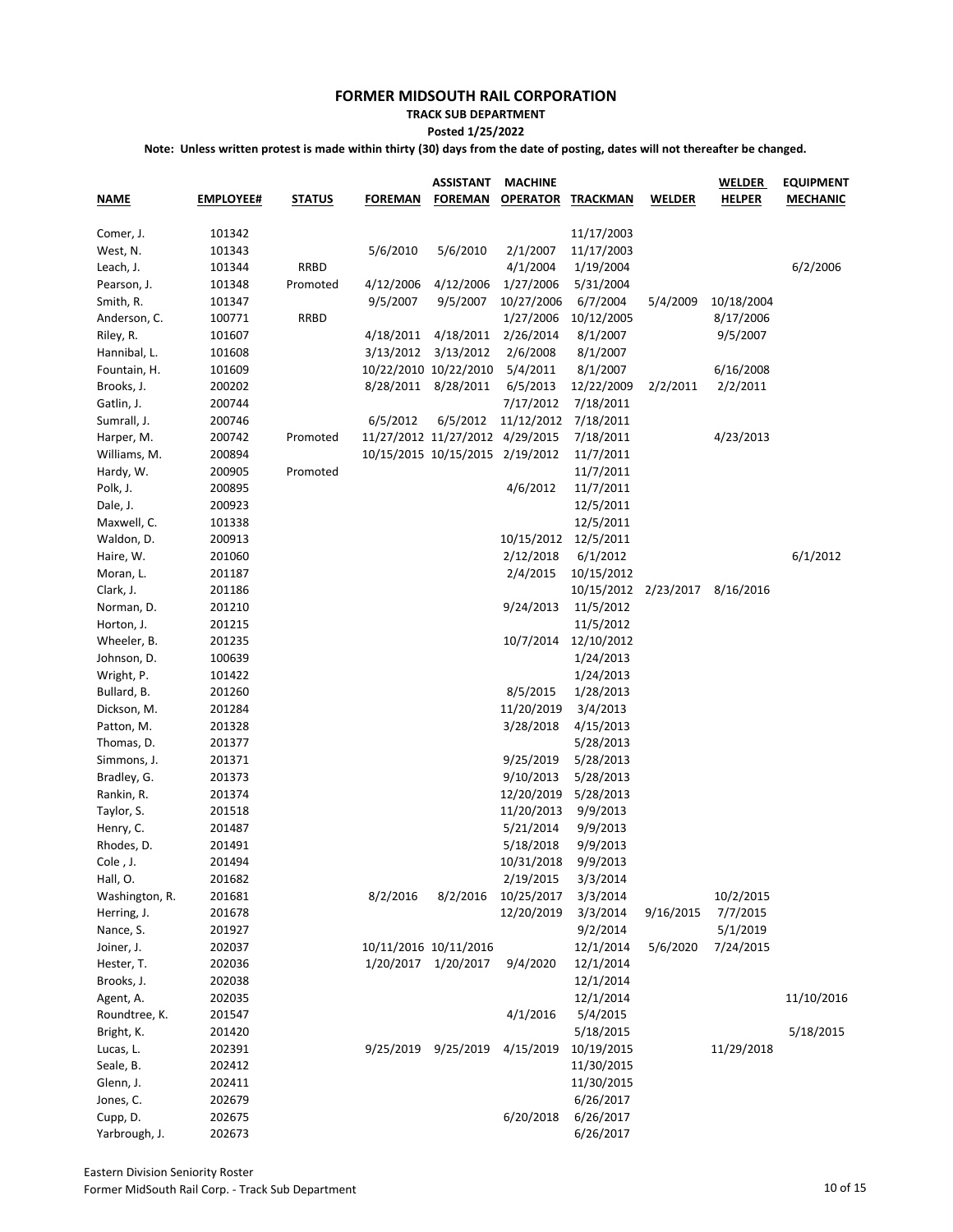**FORMER MIDSOUTH RAIL CORPORATION**

**TRACK SUB DEPARTMENT**

**Posted 1/25/2022**

**Note: Unless written protest is made within thirty (30) days from the date of posting, dates will not thereafter be changed.**

| NAME | EMPLOYEE# | STATUS | FOREMAN | ASSISTANT FOREMAN | MACHINE OPERATOR | TRACKMAN | WELDER | WELDER HELPER | EQUIPMENT MECHANIC |
|---|---|---|---|---|---|---|---|---|---|
| Comer, J. | 101342 | | | | | 11/17/2003 | | | |
| West, N. | 101343 | | 5/6/2010 | 5/6/2010 | 2/1/2007 | 11/17/2003 | | | |
| Leach, J. | 101344 | RRBD | | | 4/1/2004 | 1/19/2004 | | | 6/2/2006 |
| Pearson, J. | 101348 | Promoted | 4/12/2006 | 4/12/2006 | 1/27/2006 | 5/31/2004 | | | |
| Smith, R. | 101347 | | 9/5/2007 | 9/5/2007 | 10/27/2006 | 6/7/2004 | 5/4/2009 | 10/18/2004 | |
| Anderson, C. | 100771 | RRBD | | | 1/27/2006 | 10/12/2005 | | 8/17/2006 | |
| Riley, R. | 101607 | | 4/18/2011 | 4/18/2011 | 2/26/2014 | 8/1/2007 | | 9/5/2007 | |
| Hannibal, L. | 101608 | | 3/13/2012 | 3/13/2012 | 2/6/2008 | 8/1/2007 | | | |
| Fountain, H. | 101609 | | 10/22/2010 | 10/22/2010 | 5/4/2011 | 8/1/2007 | | 6/16/2008 | |
| Brooks, J. | 200202 | | 8/28/2011 | 8/28/2011 | 6/5/2013 | 12/22/2009 | 2/2/2011 | 2/2/2011 | |
| Gatlin, J. | 200744 | | | | 7/17/2012 | 7/18/2011 | | | |
| Sumrall, J. | 200746 | | 6/5/2012 | 6/5/2012 | 11/12/2012 | 7/18/2011 | | | |
| Harper, M. | 200742 | Promoted | 11/27/2012 | 11/27/2012 | 4/29/2015 | 7/18/2011 | | 4/23/2013 | |
| Williams, M. | 200894 | | 10/15/2015 | 10/15/2015 | 2/19/2012 | 11/7/2011 | | | |
| Hardy, W. | 200905 | Promoted | | | | 11/7/2011 | | | |
| Polk, J. | 200895 | | | | 4/6/2012 | 11/7/2011 | | | |
| Dale, J. | 200923 | | | | | 12/5/2011 | | | |
| Maxwell, C. | 101338 | | | | | 12/5/2011 | | | |
| Waldon, D. | 200913 | | | | 10/15/2012 | 12/5/2011 | | | |
| Haire, W. | 201060 | | | | 2/12/2018 | 6/1/2012 | | | 6/1/2012 |
| Moran, L. | 201187 | | | | 2/4/2015 | 10/15/2012 | | | |
| Clark, J. | 201186 | | | | | 10/15/2012 | 2/23/2017 | 8/16/2016 | |
| Norman, D. | 201210 | | | | 9/24/2013 | 11/5/2012 | | | |
| Horton, J. | 201215 | | | | | 11/5/2012 | | | |
| Wheeler, B. | 201235 | | | | 10/7/2014 | 12/10/2012 | | | |
| Johnson, D. | 100639 | | | | | 1/24/2013 | | | |
| Wright, P. | 101422 | | | | | 1/24/2013 | | | |
| Bullard, B. | 201260 | | | | 8/5/2015 | 1/28/2013 | | | |
| Dickson, M. | 201284 | | | | 11/20/2019 | 3/4/2013 | | | |
| Patton, M. | 201328 | | | | 3/28/2018 | 4/15/2013 | | | |
| Thomas, D. | 201377 | | | | | 5/28/2013 | | | |
| Simmons, J. | 201371 | | | | 9/25/2019 | 5/28/2013 | | | |
| Bradley, G. | 201373 | | | | 9/10/2013 | 5/28/2013 | | | |
| Rankin, R. | 201374 | | | | 12/20/2019 | 5/28/2013 | | | |
| Taylor, S. | 201518 | | | | 11/20/2013 | 9/9/2013 | | | |
| Henry, C. | 201487 | | | | 5/21/2014 | 9/9/2013 | | | |
| Rhodes, D. | 201491 | | | | 5/18/2018 | 9/9/2013 | | | |
| Cole , J. | 201494 | | | | 10/31/2018 | 9/9/2013 | | | |
| Hall, O. | 201682 | | | | 2/19/2015 | 3/3/2014 | | | |
| Washington, R. | 201681 | | 8/2/2016 | 8/2/2016 | 10/25/2017 | 3/3/2014 | | 10/2/2015 | |
| Herring, J. | 201678 | | | | 12/20/2019 | 3/3/2014 | 9/16/2015 | 7/7/2015 | |
| Nance, S. | 201927 | | | | | 9/2/2014 | | 5/1/2019 | |
| Joiner, J. | 202037 | | 10/11/2016 | 10/11/2016 | | 12/1/2014 | 5/6/2020 | 7/24/2015 | |
| Hester, T. | 202036 | | 1/20/2017 | 1/20/2017 | 9/4/2020 | 12/1/2014 | | | |
| Brooks, J. | 202038 | | | | | 12/1/2014 | | | |
| Agent, A. | 202035 | | | | | 12/1/2014 | | | 11/10/2016 |
| Roundtree, K. | 201547 | | | | 4/1/2016 | 5/4/2015 | | | |
| Bright, K. | 201420 | | | | | 5/18/2015 | | | 5/18/2015 |
| Lucas, L. | 202391 | | 9/25/2019 | 9/25/2019 | 4/15/2019 | 10/19/2015 | | 11/29/2018 | |
| Seale, B. | 202412 | | | | | 11/30/2015 | | | |
| Glenn, J. | 202411 | | | | | 11/30/2015 | | | |
| Jones, C. | 202679 | | | | | 6/26/2017 | | | |
| Cupp, D. | 202675 | | | | 6/20/2018 | 6/26/2017 | | | |
| Yarbrough, J. | 202673 | | | | | 6/26/2017 | | | |

Eastern Division Seniority Roster
Former MidSouth Rail Corp. - Track Sub Department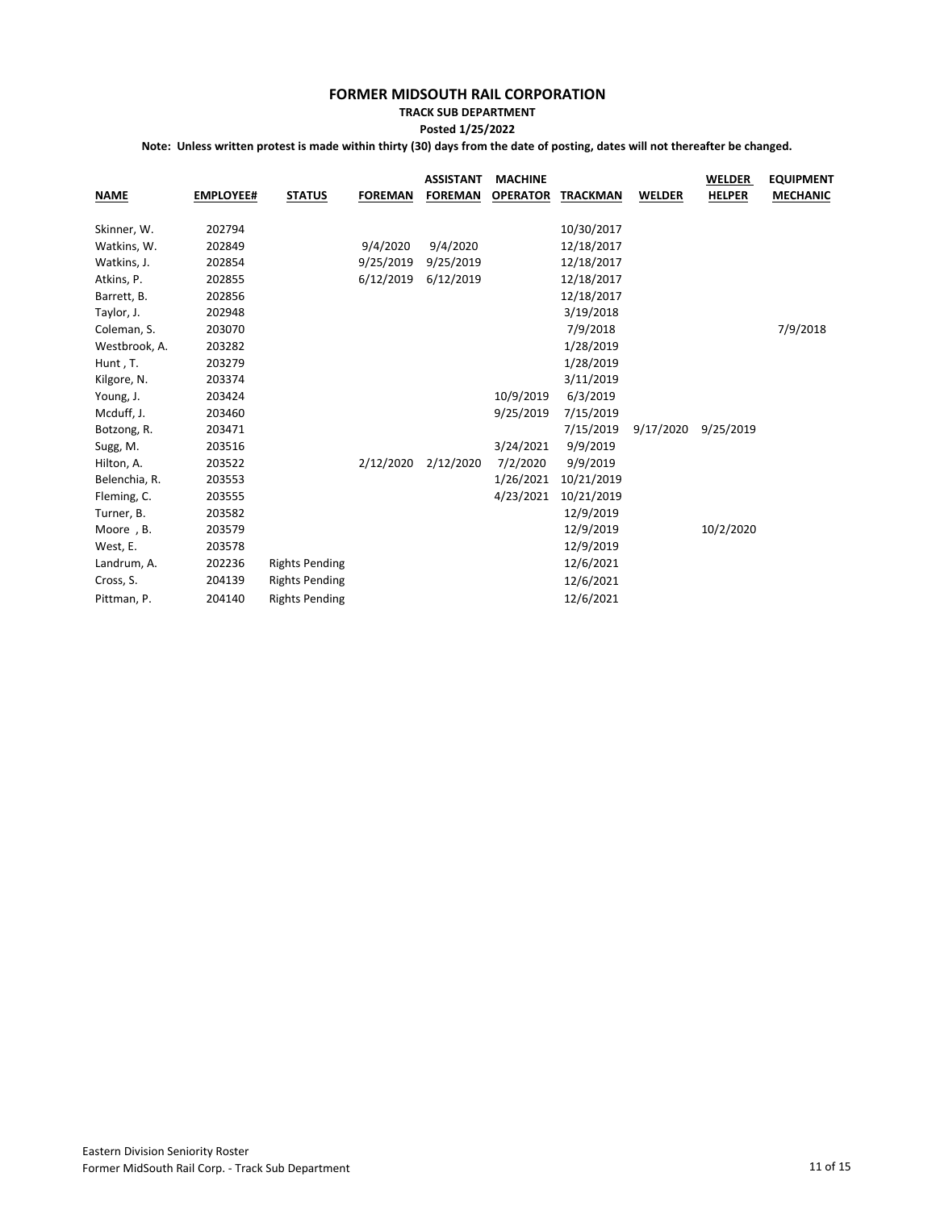# FORMER MIDSOUTH RAIL CORPORATION

**TRACK SUB DEPARTMENT**

**Posted 1/25/2022**

**Note: Unless written protest is made within thirty (30) days from the date of posting, dates will not thereafter be changed.**

| NAME | EMPLOYEE# | STATUS | FOREMAN | ASSISTANT FOREMAN | MACHINE OPERATOR | TRACKMAN | WELDER | WELDER HELPER | EQUIPMENT MECHANIC |
|---|---|---|---|---|---|---|---|---|---|
| Skinner, W. | 202794 | | | | | 10/30/2017 | | | |
| Watkins, W. | 202849 | | 9/4/2020 | 9/4/2020 | | 12/18/2017 | | | |
| Watkins, J. | 202854 | | 9/25/2019 | 9/25/2019 | | 12/18/2017 | | | |
| Atkins, P. | 202855 | | 6/12/2019 | 6/12/2019 | | 12/18/2017 | | | |
| Barrett, B. | 202856 | | | | | 12/18/2017 | | | |
| Taylor, J. | 202948 | | | | | 3/19/2018 | | | |
| Coleman, S. | 203070 | | | | | 7/9/2018 | | | 7/9/2018 |
| Westbrook, A. | 203282 | | | | | 1/28/2019 | | | |
| Hunt , T. | 203279 | | | | | 1/28/2019 | | | |
| Kilgore, N. | 203374 | | | | | 3/11/2019 | | | |
| Young, J. | 203424 | | | | 10/9/2019 | 6/3/2019 | | | |
| Mcduff, J. | 203460 | | | | 9/25/2019 | 7/15/2019 | | | |
| Botzong, R. | 203471 | | | | | 7/15/2019 | 9/17/2020 | 9/25/2019 | |
| Sugg, M. | 203516 | | | | 3/24/2021 | 9/9/2019 | | | |
| Hilton, A. | 203522 | | 2/12/2020 | 2/12/2020 | 7/2/2020 | 9/9/2019 | | | |
| Belenchia, R. | 203553 | | | | 1/26/2021 | 10/21/2019 | | | |
| Fleming, C. | 203555 | | | | 4/23/2021 | 10/21/2019 | | | |
| Turner, B. | 203582 | | | | | 12/9/2019 | | | |
| Moore , B. | 203579 | | | | | 12/9/2019 | | 10/2/2020 | |
| West, E. | 203578 | | | | | 12/9/2019 | | | |
| Landrum, A. | 202236 | Rights Pending | | | | 12/6/2021 | | | |
| Cross, S. | 204139 | Rights Pending | | | | 12/6/2021 | | | |
| Pittman, P. | 204140 | Rights Pending | | | | 12/6/2021 | | | |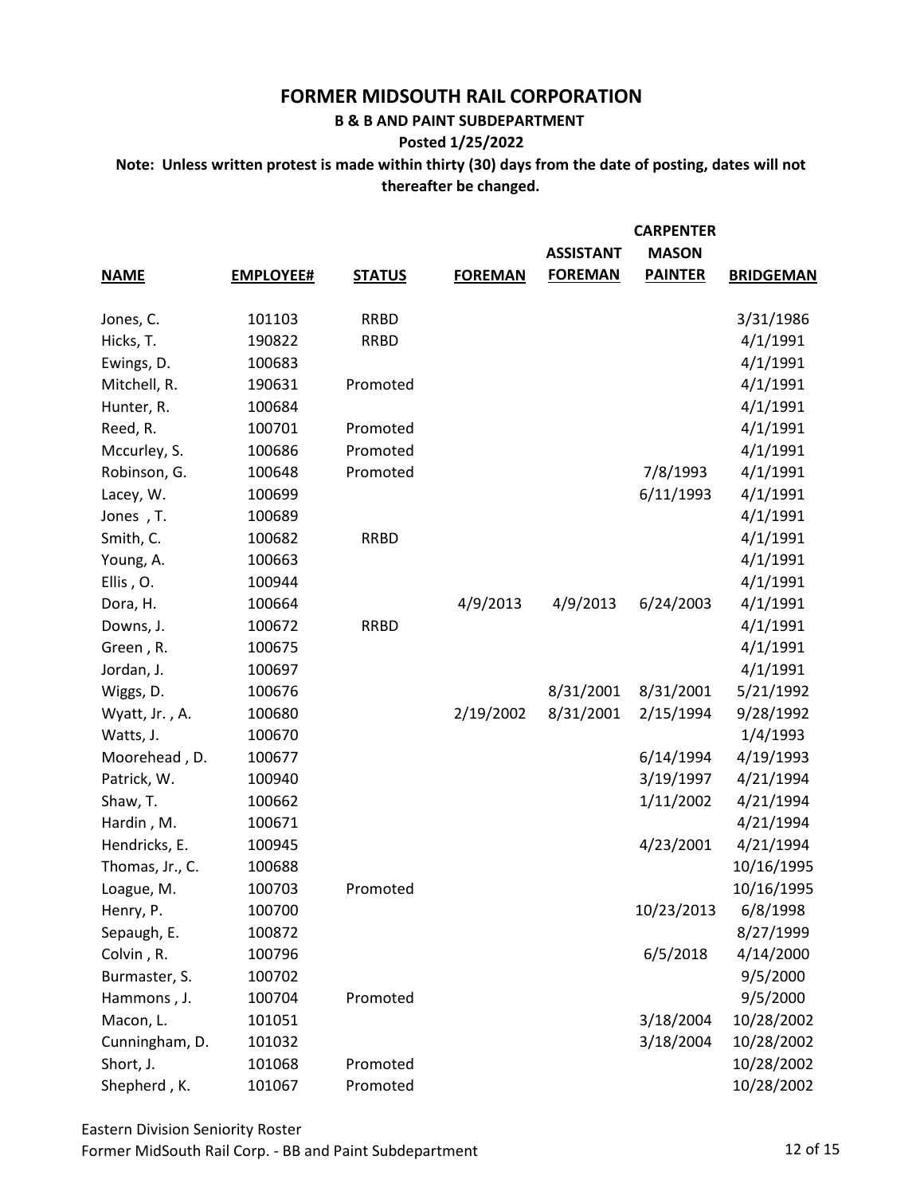# FORMER MIDSOUTH RAIL CORPORATION

**B & B AND PAINT SUBDEPARTMENT**

**Posted 1/25/2022**

**Note: Unless written protest is made within thirty (30) days from the date of posting, dates will not thereafter be changed.**

| NAME | EMPLOYEE# | STATUS | FOREMAN | ASSISTANT FOREMAN | CARPENTER MASON PAINTER | BRIDGEMAN |
|---|---|---|---|---|---|---|
| Jones, C. | 101103 | RRBD | | | | 3/31/1986 |
| Hicks, T. | 190822 | RRBD | | | | 4/1/1991 |
| Ewings, D. | 100683 | | | | | 4/1/1991 |
| Mitchell, R. | 190631 | Promoted | | | | 4/1/1991 |
| Hunter, R. | 100684 | | | | | 4/1/1991 |
| Reed, R. | 100701 | Promoted | | | | 4/1/1991 |
| Mccurley, S. | 100686 | Promoted | | | | 4/1/1991 |
| Robinson, G. | 100648 | Promoted | | | 7/8/1993 | 4/1/1991 |
| Lacey, W. | 100699 | | | | 6/11/1993 | 4/1/1991 |
| Jones , T. | 100689 | | | | | 4/1/1991 |
| Smith, C. | 100682 | RRBD | | | | 4/1/1991 |
| Young, A. | 100663 | | | | | 4/1/1991 |
| Ellis , O. | 100944 | | | | | 4/1/1991 |
| Dora, H. | 100664 | | 4/9/2013 | 4/9/2013 | 6/24/2003 | 4/1/1991 |
| Downs, J. | 100672 | RRBD | | | | 4/1/1991 |
| Green , R. | 100675 | | | | | 4/1/1991 |
| Jordan, J. | 100697 | | | | | 4/1/1991 |
| Wiggs, D. | 100676 | | | 8/31/2001 | 8/31/2001 | 5/21/1992 |
| Wyatt, Jr. , A. | 100680 | | 2/19/2002 | 8/31/2001 | 2/15/1994 | 9/28/1992 |
| Watts, J. | 100670 | | | | | 1/4/1993 |
| Moorehead , D. | 100677 | | | | 6/14/1994 | 4/19/1993 |
| Patrick, W. | 100940 | | | | 3/19/1997 | 4/21/1994 |
| Shaw, T. | 100662 | | | | 1/11/2002 | 4/21/1994 |
| Hardin , M. | 100671 | | | | | 4/21/1994 |
| Hendricks, E. | 100945 | | | | 4/23/2001 | 4/21/1994 |
| Thomas, Jr., C. | 100688 | | | | | 10/16/1995 |
| Loague, M. | 100703 | Promoted | | | | 10/16/1995 |
| Henry, P. | 100700 | | | | 10/23/2013 | 6/8/1998 |
| Sepaugh, E. | 100872 | | | | | 8/27/1999 |
| Colvin , R. | 100796 | | | | 6/5/2018 | 4/14/2000 |
| Burmaster, S. | 100702 | | | | | 9/5/2000 |
| Hammons , J. | 100704 | Promoted | | | | 9/5/2000 |
| Macon, L. | 101051 | | | | 3/18/2004 | 10/28/2002 |
| Cunningham, D. | 101032 | | | | 3/18/2004 | 10/28/2002 |
| Short, J. | 101068 | Promoted | | | | 10/28/2002 |
| Shepherd , K. | 101067 | Promoted | | | | 10/28/2002 |

Eastern Division Seniority Roster
Former MidSouth Rail Corp. - BB and Paint Subdepartment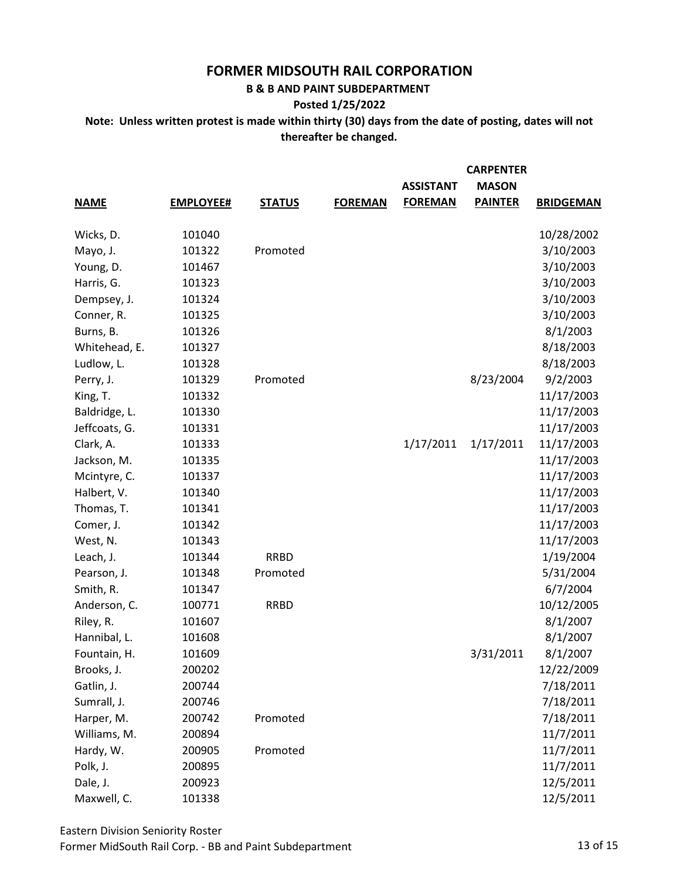# FORMER MIDSOUTH RAIL CORPORATION

## B & B AND PAINT SUBDEPARTMENT

**Posted 1/25/2022**

**Note: Unless written protest is made within thirty (30) days from the date of posting, dates will not thereafter be changed.**

| NAME | EMPLOYEE# | STATUS | FOREMAN | ASSISTANT FOREMAN | CARPENTER MASON PAINTER | BRIDGEMAN |
|---|---|---|---|---|---|---|
| Wicks, D. | 101040 | | | | | 10/28/2002 |
| Mayo, J. | 101322 | Promoted | | | | 3/10/2003 |
| Young, D. | 101467 | | | | | 3/10/2003 |
| Harris, G. | 101323 | | | | | 3/10/2003 |
| Dempsey, J. | 101324 | | | | | 3/10/2003 |
| Conner, R. | 101325 | | | | | 3/10/2003 |
| Burns, B. | 101326 | | | | | 8/1/2003 |
| Whitehead, E. | 101327 | | | | | 8/18/2003 |
| Ludlow, L. | 101328 | | | | | 8/18/2003 |
| Perry, J. | 101329 | Promoted | | | 8/23/2004 | 9/2/2003 |
| King, T. | 101332 | | | | | 11/17/2003 |
| Baldridge, L. | 101330 | | | | | 11/17/2003 |
| Jeffcoats, G. | 101331 | | | | | 11/17/2003 |
| Clark, A. | 101333 | | | 1/17/2011 | 1/17/2011 | 11/17/2003 |
| Jackson, M. | 101335 | | | | | 11/17/2003 |
| Mcintyre, C. | 101337 | | | | | 11/17/2003 |
| Halbert, V. | 101340 | | | | | 11/17/2003 |
| Thomas, T. | 101341 | | | | | 11/17/2003 |
| Comer, J. | 101342 | | | | | 11/17/2003 |
| West, N. | 101343 | | | | | 11/17/2003 |
| Leach, J. | 101344 | RRBD | | | | 1/19/2004 |
| Pearson, J. | 101348 | Promoted | | | | 5/31/2004 |
| Smith, R. | 101347 | | | | | 6/7/2004 |
| Anderson, C. | 100771 | RRBD | | | | 10/12/2005 |
| Riley, R. | 101607 | | | | | 8/1/2007 |
| Hannibal, L. | 101608 | | | | | 8/1/2007 |
| Fountain, H. | 101609 | | | | 3/31/2011 | 8/1/2007 |
| Brooks, J. | 200202 | | | | | 12/22/2009 |
| Gatlin, J. | 200744 | | | | | 7/18/2011 |
| Sumrall, J. | 200746 | | | | | 7/18/2011 |
| Harper, M. | 200742 | Promoted | | | | 7/18/2011 |
| Williams, M. | 200894 | | | | | 11/7/2011 |
| Hardy, W. | 200905 | Promoted | | | | 11/7/2011 |
| Polk, J. | 200895 | | | | | 11/7/2011 |
| Dale, J. | 200923 | | | | | 12/5/2011 |
| Maxwell, C. | 101338 | | | | | 12/5/2011 |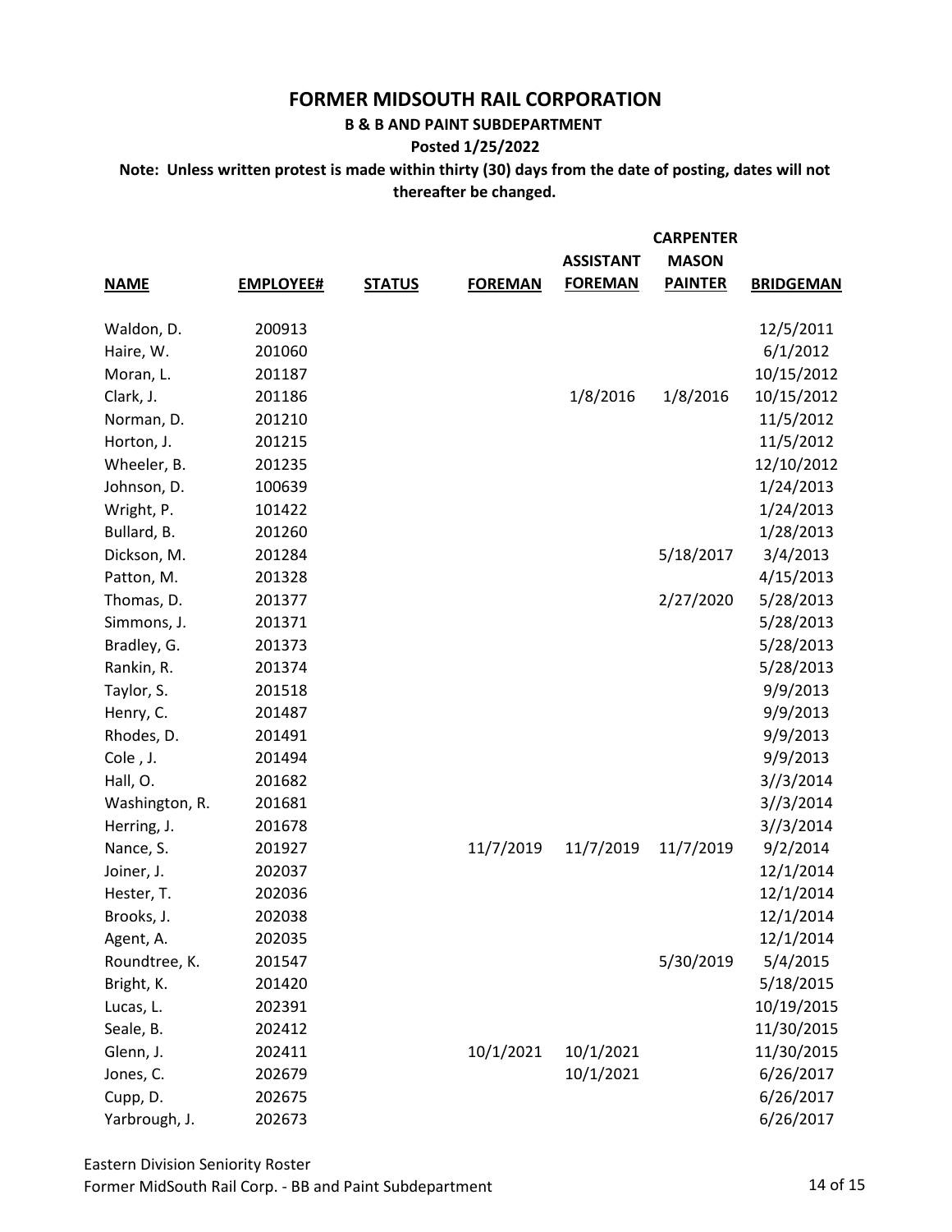# FORMER MIDSOUTH RAIL CORPORATION

### B & B AND PAINT SUBDEPARTMENT

**Posted 1/25/2022**

**Note: Unless written protest is made within thirty (30) days from the date of posting, dates will not thereafter be changed.**

| NAME | EMPLOYEE# | STATUS | FOREMAN | ASSISTANT FOREMAN | CARPENTER MASON PAINTER | BRIDGEMAN |
|---|---|---|---|---|---|---|
| Waldon, D. | 200913 | | | | | 12/5/2011 |
| Haire, W. | 201060 | | | | | 6/1/2012 |
| Moran, L. | 201187 | | | | | 10/15/2012 |
| Clark, J. | 201186 | | | 1/8/2016 | 1/8/2016 | 10/15/2012 |
| Norman, D. | 201210 | | | | | 11/5/2012 |
| Horton, J. | 201215 | | | | | 11/5/2012 |
| Wheeler, B. | 201235 | | | | | 12/10/2012 |
| Johnson, D. | 100639 | | | | | 1/24/2013 |
| Wright, P. | 101422 | | | | | 1/24/2013 |
| Bullard, B. | 201260 | | | | | 1/28/2013 |
| Dickson, M. | 201284 | | | | 5/18/2017 | 3/4/2013 |
| Patton, M. | 201328 | | | | | 4/15/2013 |
| Thomas, D. | 201377 | | | | 2/27/2020 | 5/28/2013 |
| Simmons, J. | 201371 | | | | | 5/28/2013 |
| Bradley, G. | 201373 | | | | | 5/28/2013 |
| Rankin, R. | 201374 | | | | | 5/28/2013 |
| Taylor, S. | 201518 | | | | | 9/9/2013 |
| Henry, C. | 201487 | | | | | 9/9/2013 |
| Rhodes, D. | 201491 | | | | | 9/9/2013 |
| Cole , J. | 201494 | | | | | 9/9/2013 |
| Hall, O. | 201682 | | | | | 3//3/2014 |
| Washington, R. | 201681 | | | | | 3//3/2014 |
| Herring, J. | 201678 | | | | | 3//3/2014 |
| Nance, S. | 201927 | | 11/7/2019 | 11/7/2019 | 11/7/2019 | 9/2/2014 |
| Joiner, J. | 202037 | | | | | 12/1/2014 |
| Hester, T. | 202036 | | | | | 12/1/2014 |
| Brooks, J. | 202038 | | | | | 12/1/2014 |
| Agent, A. | 202035 | | | | | 12/1/2014 |
| Roundtree, K. | 201547 | | | | 5/30/2019 | 5/4/2015 |
| Bright, K. | 201420 | | | | | 5/18/2015 |
| Lucas, L. | 202391 | | | | | 10/19/2015 |
| Seale, B. | 202412 | | | | | 11/30/2015 |
| Glenn, J. | 202411 | | 10/1/2021 | 10/1/2021 | | 11/30/2015 |
| Jones, C. | 202679 | | | 10/1/2021 | | 6/26/2017 |
| Cupp, D. | 202675 | | | | | 6/26/2017 |
| Yarbrough, J. | 202673 | | | | | 6/26/2017 |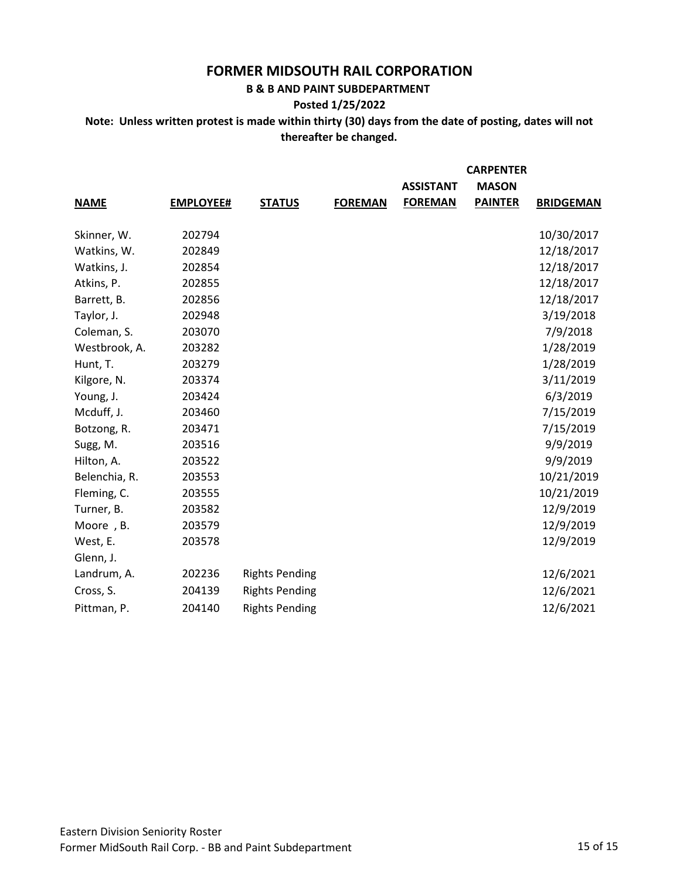# FORMER MIDSOUTH RAIL CORPORATION

**B & B AND PAINT SUBDEPARTMENT**

**Posted 1/25/2022**

**Note: Unless written protest is made within thirty (30) days from the date of posting, dates will not thereafter be changed.**

| NAME | EMPLOYEE# | STATUS | FOREMAN | ASSISTANT FOREMAN | CARPENTER MASON PAINTER | BRIDGEMAN |
|---|---|---|---|---|---|---|
| Skinner, W. | 202794 | | | | | 10/30/2017 |
| Watkins, W. | 202849 | | | | | 12/18/2017 |
| Watkins, J. | 202854 | | | | | 12/18/2017 |
| Atkins, P. | 202855 | | | | | 12/18/2017 |
| Barrett, B. | 202856 | | | | | 12/18/2017 |
| Taylor, J. | 202948 | | | | | 3/19/2018 |
| Coleman, S. | 203070 | | | | | 7/9/2018 |
| Westbrook, A. | 203282 | | | | | 1/28/2019 |
| Hunt, T. | 203279 | | | | | 1/28/2019 |
| Kilgore, N. | 203374 | | | | | 3/11/2019 |
| Young, J. | 203424 | | | | | 6/3/2019 |
| Mcduff, J. | 203460 | | | | | 7/15/2019 |
| Botzong, R. | 203471 | | | | | 7/15/2019 |
| Sugg, M. | 203516 | | | | | 9/9/2019 |
| Hilton, A. | 203522 | | | | | 9/9/2019 |
| Belenchia, R. | 203553 | | | | | 10/21/2019 |
| Fleming, C. | 203555 | | | | | 10/21/2019 |
| Turner, B. | 203582 | | | | | 12/9/2019 |
| Moore , B. | 203579 | | | | | 12/9/2019 |
| West, E. | 203578 | | | | | 12/9/2019 |
| Glenn, J. | | | | | | |
| Landrum, A. | 202236 | Rights Pending | | | | 12/6/2021 |
| Cross, S. | 204139 | Rights Pending | | | | 12/6/2021 |
| Pittman, P. | 204140 | Rights Pending | | | | 12/6/2021 |